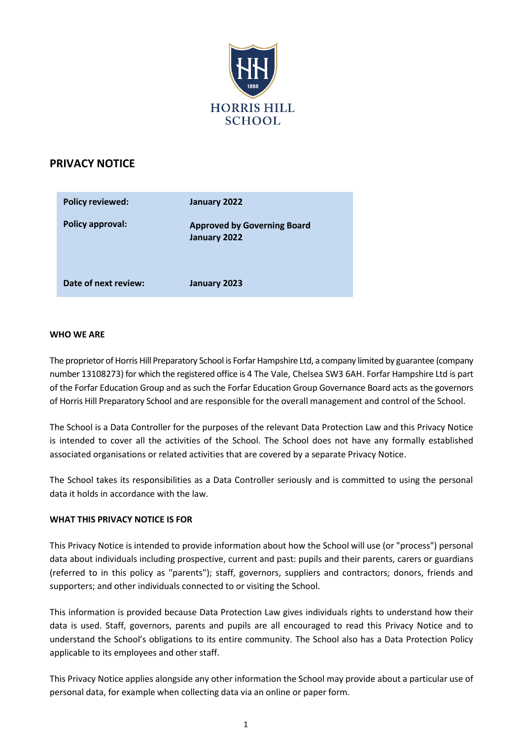HORRIS HILL SCHOOL

## PRIVACY NOTICE

| | |
|---|---|
| **Policy reviewed:** | **January 2022** |
| **Policy approval:** | **Approved by Governing Board January 2022** |
| **Date of next review:** | **January 2023** |

**WHO WE ARE**

The proprietor of Horris Hill Preparatory School is Forfar Hampshire Ltd, a company limited by guarantee (company number 13108273) for which the registered office is 4 The Vale, Chelsea SW3 6AH. Forfar Hampshire Ltd is part of the Forfar Education Group and as such the Forfar Education Group Governance Board acts as the governors of Horris Hill Preparatory School and are responsible for the overall management and control of the School.

The School is a Data Controller for the purposes of the relevant Data Protection Law and this Privacy Notice is intended to cover all the activities of the School. The School does not have any formally established associated organisations or related activities that are covered by a separate Privacy Notice.

The School takes its responsibilities as a Data Controller seriously and is committed to using the personal data it holds in accordance with the law.

**WHAT THIS PRIVACY NOTICE IS FOR**

This Privacy Notice is intended to provide information about how the School will use (or "process") personal data about individuals including prospective, current and past: pupils and their parents, carers or guardians (referred to in this policy as "parents"); staff, governors, suppliers and contractors; donors, friends and supporters; and other individuals connected to or visiting the School.

This information is provided because Data Protection Law gives individuals rights to understand how their data is used. Staff, governors, parents and pupils are all encouraged to read this Privacy Notice and to understand the School's obligations to its entire community. The School also has a Data Protection Policy applicable to its employees and other staff.

This Privacy Notice applies alongside any other information the School may provide about a particular use of personal data, for example when collecting data via an online or paper form.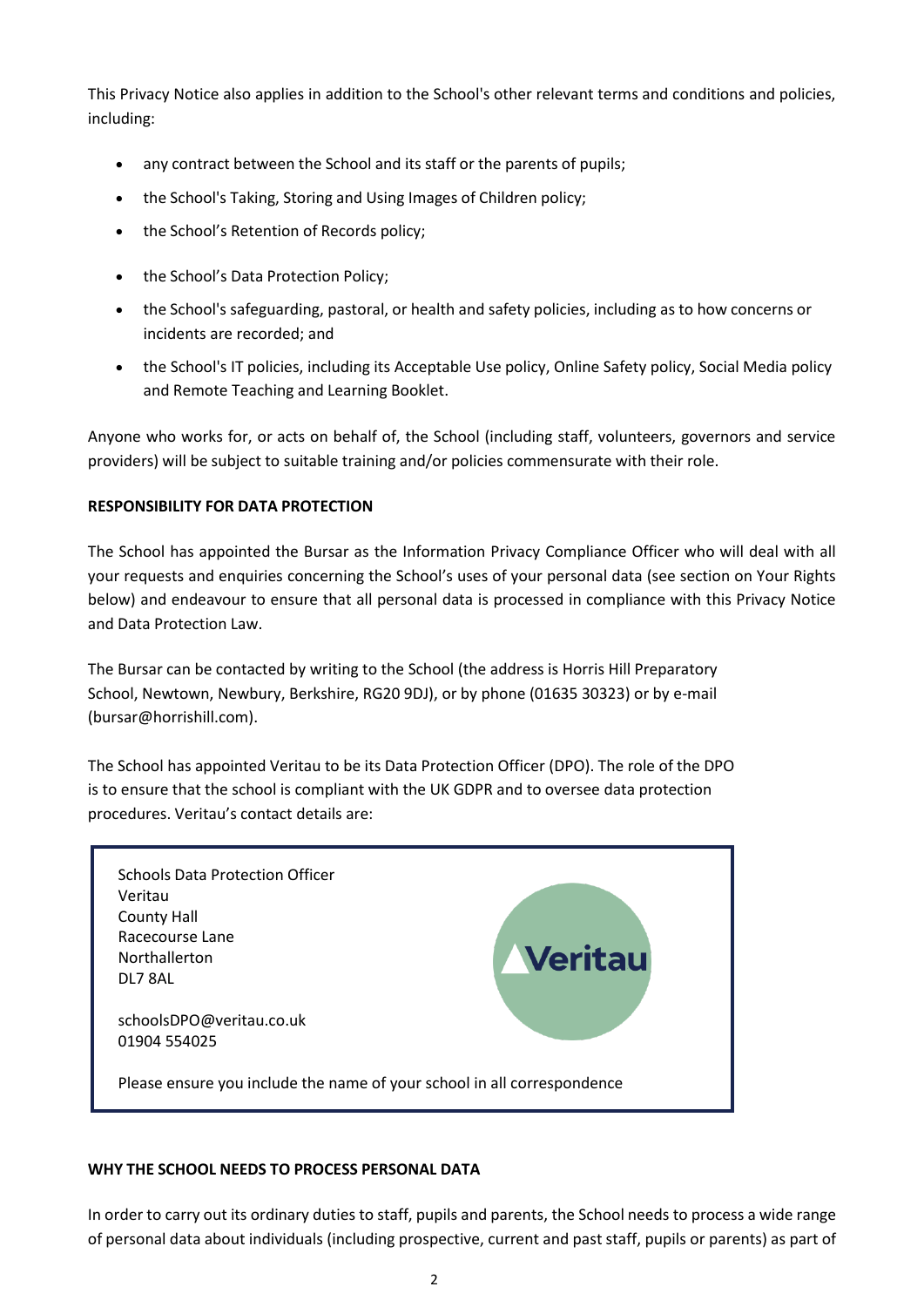This Privacy Notice also applies in addition to the School's other relevant terms and conditions and policies, including:

- any contract between the School and its staff or the parents of pupils;
- the School's Taking, Storing and Using Images of Children policy;
- the School's Retention of Records policy;
- the School's Data Protection Policy;
- the School's safeguarding, pastoral, or health and safety policies, including as to how concerns or incidents are recorded; and
- the School's IT policies, including its Acceptable Use policy, Online Safety policy, Social Media policy and Remote Teaching and Learning Booklet.

Anyone who works for, or acts on behalf of, the School (including staff, volunteers, governors and service providers) will be subject to suitable training and/or policies commensurate with their role.

**RESPONSIBILITY FOR DATA PROTECTION**

The School has appointed the Bursar as the Information Privacy Compliance Officer who will deal with all your requests and enquiries concerning the School's uses of your personal data (see section on Your Rights below) and endeavour to ensure that all personal data is processed in compliance with this Privacy Notice and Data Protection Law.

The Bursar can be contacted by writing to the School (the address is Horris Hill Preparatory School, Newtown, Newbury, Berkshire, RG20 9DJ), or by phone (01635 30323) or by e-mail (bursar@horrishill.com).

The School has appointed Veritau to be its Data Protection Officer (DPO). The role of the DPO is to ensure that the school is compliant with the UK GDPR and to oversee data protection procedures. Veritau's contact details are:

Schools Data Protection Officer
Veritau
County Hall
Racecourse Lane
Northallerton
DL7 8AL

schoolsDPO@veritau.co.uk
01904 554025

Please ensure you include the name of your school in all correspondence

**WHY THE SCHOOL NEEDS TO PROCESS PERSONAL DATA**

In order to carry out its ordinary duties to staff, pupils and parents, the School needs to process a wide range of personal data about individuals (including prospective, current and past staff, pupils or parents) as part of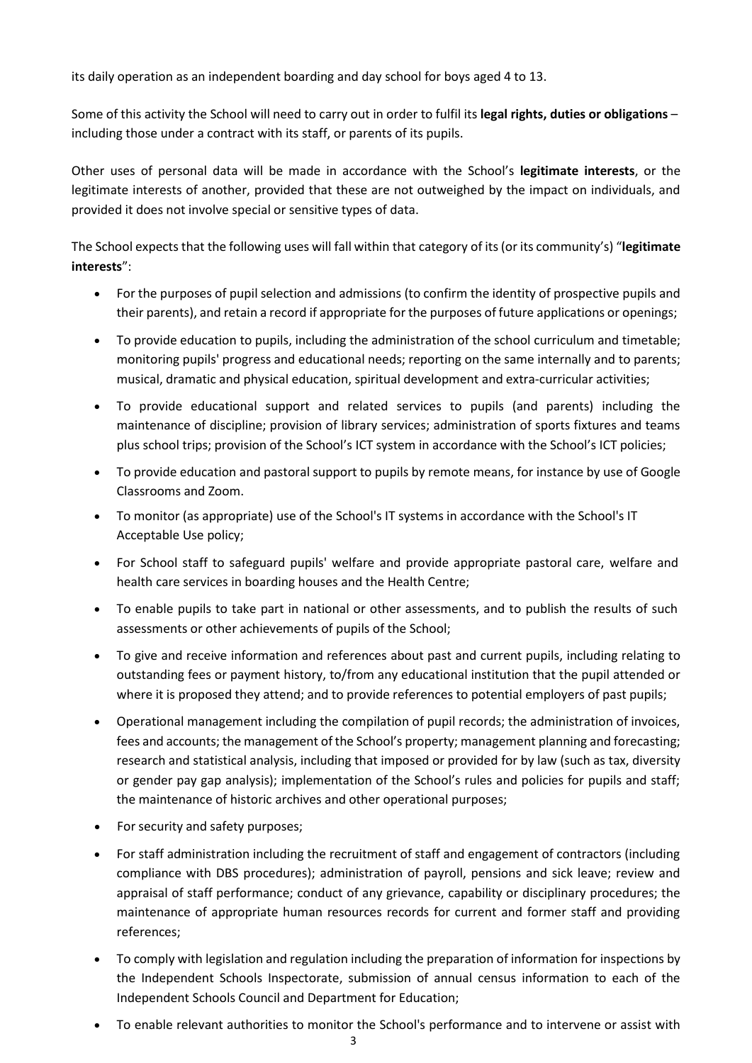its daily operation as an independent boarding and day school for boys aged 4 to 13.

Some of this activity the School will need to carry out in order to fulfil its **legal rights, duties or obligations** – including those under a contract with its staff, or parents of its pupils.

Other uses of personal data will be made in accordance with the School's **legitimate interests**, or the legitimate interests of another, provided that these are not outweighed by the impact on individuals, and provided it does not involve special or sensitive types of data.

The School expects that the following uses will fall within that category of its (or its community's) "**legitimate interests**":

- For the purposes of pupil selection and admissions (to confirm the identity of prospective pupils and their parents), and retain a record if appropriate for the purposes of future applications or openings;
- To provide education to pupils, including the administration of the school curriculum and timetable; monitoring pupils' progress and educational needs; reporting on the same internally and to parents; musical, dramatic and physical education, spiritual development and extra-curricular activities;
- To provide educational support and related services to pupils (and parents) including the maintenance of discipline; provision of library services; administration of sports fixtures and teams plus school trips; provision of the School's ICT system in accordance with the School's ICT policies;
- To provide education and pastoral support to pupils by remote means, for instance by use of Google Classrooms and Zoom.
- To monitor (as appropriate) use of the School's IT systems in accordance with the School's IT Acceptable Use policy;
- For School staff to safeguard pupils' welfare and provide appropriate pastoral care, welfare and health care services in boarding houses and the Health Centre;
- To enable pupils to take part in national or other assessments, and to publish the results of such assessments or other achievements of pupils of the School;
- To give and receive information and references about past and current pupils, including relating to outstanding fees or payment history, to/from any educational institution that the pupil attended or where it is proposed they attend; and to provide references to potential employers of past pupils;
- Operational management including the compilation of pupil records; the administration of invoices, fees and accounts; the management of the School's property; management planning and forecasting; research and statistical analysis, including that imposed or provided for by law (such as tax, diversity or gender pay gap analysis); implementation of the School's rules and policies for pupils and staff; the maintenance of historic archives and other operational purposes;
- For security and safety purposes;
- For staff administration including the recruitment of staff and engagement of contractors (including compliance with DBS procedures); administration of payroll, pensions and sick leave; review and appraisal of staff performance; conduct of any grievance, capability or disciplinary procedures; the maintenance of appropriate human resources records for current and former staff and providing references;
- To comply with legislation and regulation including the preparation of information for inspections by the Independent Schools Inspectorate, submission of annual census information to each of the Independent Schools Council and Department for Education;
- To enable relevant authorities to monitor the School's performance and to intervene or assist with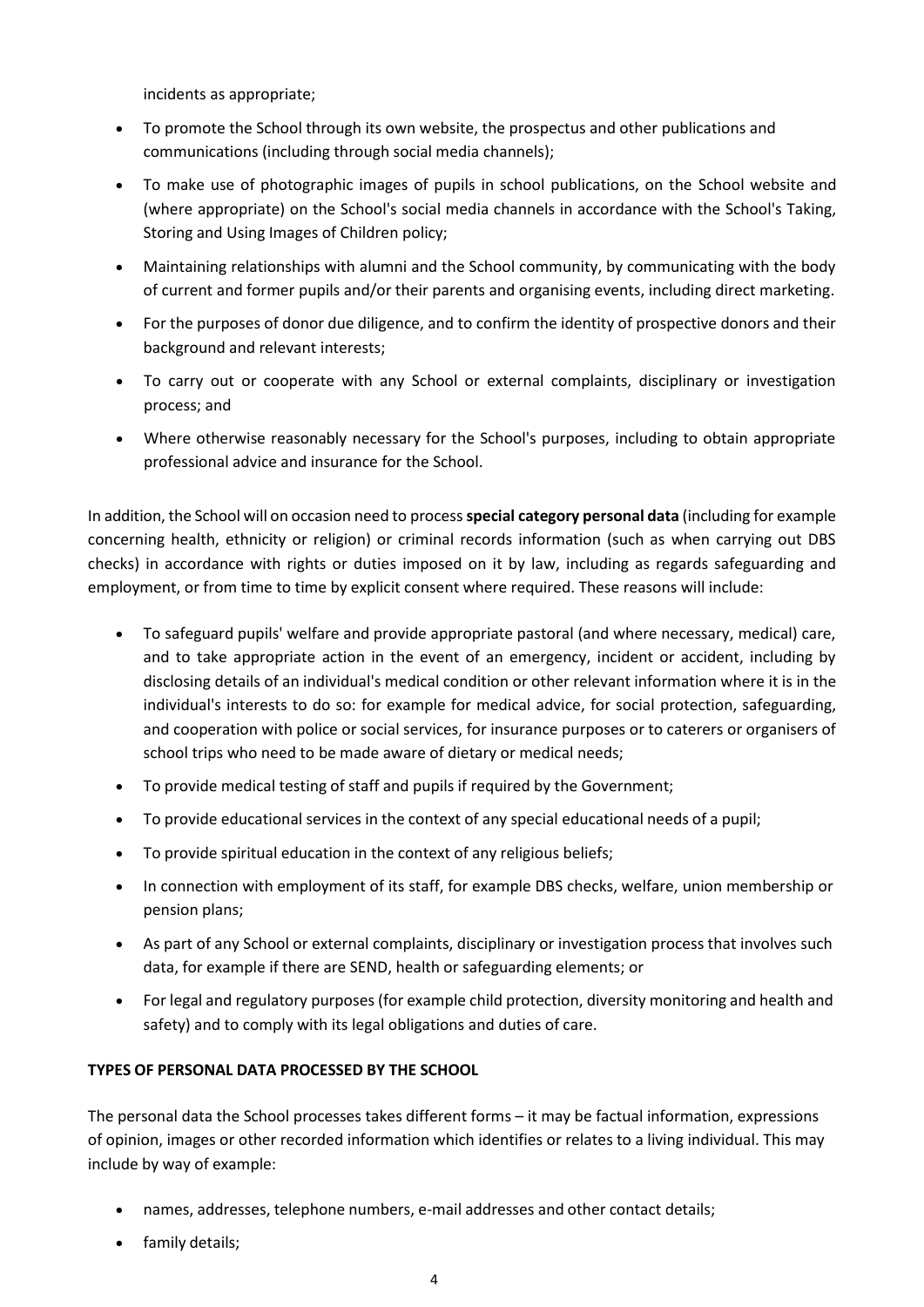incidents as appropriate;

- To promote the School through its own website, the prospectus and other publications and communications (including through social media channels);
- To make use of photographic images of pupils in school publications, on the School website and (where appropriate) on the School's social media channels in accordance with the School's Taking, Storing and Using Images of Children policy;
- Maintaining relationships with alumni and the School community, by communicating with the body of current and former pupils and/or their parents and organising events, including direct marketing.
- For the purposes of donor due diligence, and to confirm the identity of prospective donors and their background and relevant interests;
- To carry out or cooperate with any School or external complaints, disciplinary or investigation process; and
- Where otherwise reasonably necessary for the School's purposes, including to obtain appropriate professional advice and insurance for the School.

In addition, the School will on occasion need to process **special category personal data** (including for example concerning health, ethnicity or religion) or criminal records information (such as when carrying out DBS checks) in accordance with rights or duties imposed on it by law, including as regards safeguarding and employment, or from time to time by explicit consent where required. These reasons will include:

- To safeguard pupils' welfare and provide appropriate pastoral (and where necessary, medical) care, and to take appropriate action in the event of an emergency, incident or accident, including by disclosing details of an individual's medical condition or other relevant information where it is in the individual's interests to do so: for example for medical advice, for social protection, safeguarding, and cooperation with police or social services, for insurance purposes or to caterers or organisers of school trips who need to be made aware of dietary or medical needs;
- To provide medical testing of staff and pupils if required by the Government;
- To provide educational services in the context of any special educational needs of a pupil;
- To provide spiritual education in the context of any religious beliefs;
- In connection with employment of its staff, for example DBS checks, welfare, union membership or pension plans;
- As part of any School or external complaints, disciplinary or investigation process that involves such data, for example if there are SEND, health or safeguarding elements; or
- For legal and regulatory purposes (for example child protection, diversity monitoring and health and safety) and to comply with its legal obligations and duties of care.

**TYPES OF PERSONAL DATA PROCESSED BY THE SCHOOL**

The personal data the School processes takes different forms – it may be factual information, expressions of opinion, images or other recorded information which identifies or relates to a living individual. This may include by way of example:

- names, addresses, telephone numbers, e-mail addresses and other contact details;
- family details;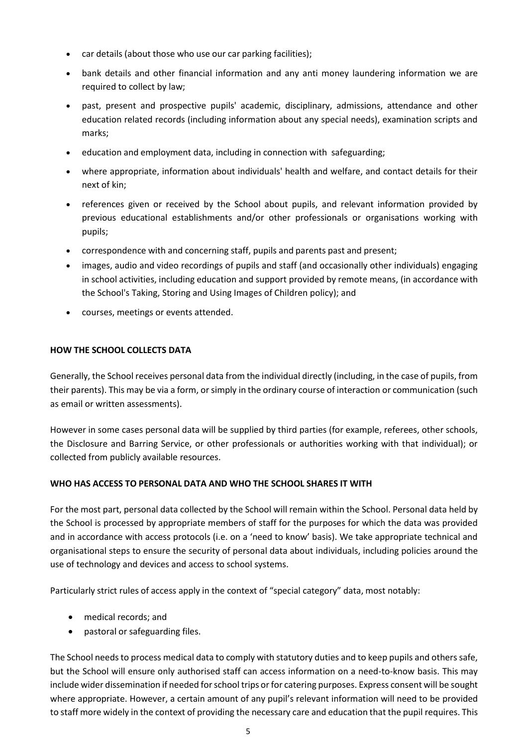- car details (about those who use our car parking facilities);
- bank details and other financial information and any anti money laundering information we are required to collect by law;
- past, present and prospective pupils' academic, disciplinary, admissions, attendance and other education related records (including information about any special needs), examination scripts and marks;
- education and employment data, including in connection with safeguarding;
- where appropriate, information about individuals' health and welfare, and contact details for their next of kin;
- references given or received by the School about pupils, and relevant information provided by previous educational establishments and/or other professionals or organisations working with pupils;
- correspondence with and concerning staff, pupils and parents past and present;
- images, audio and video recordings of pupils and staff (and occasionally other individuals) engaging in school activities, including education and support provided by remote means, (in accordance with the School's Taking, Storing and Using Images of Children policy); and
- courses, meetings or events attended.

**HOW THE SCHOOL COLLECTS DATA**

Generally, the School receives personal data from the individual directly (including, in the case of pupils, from their parents). This may be via a form, or simply in the ordinary course of interaction or communication (such as email or written assessments).

However in some cases personal data will be supplied by third parties (for example, referees, other schools, the Disclosure and Barring Service, or other professionals or authorities working with that individual); or collected from publicly available resources.

**WHO HAS ACCESS TO PERSONAL DATA AND WHO THE SCHOOL SHARES IT WITH**

For the most part, personal data collected by the School will remain within the School. Personal data held by the School is processed by appropriate members of staff for the purposes for which the data was provided and in accordance with access protocols (i.e. on a 'need to know' basis). We take appropriate technical and organisational steps to ensure the security of personal data about individuals, including policies around the use of technology and devices and access to school systems.

Particularly strict rules of access apply in the context of "special category" data, most notably:

- medical records; and
- pastoral or safeguarding files.

The School needs to process medical data to comply with statutory duties and to keep pupils and others safe, but the School will ensure only authorised staff can access information on a need-to-know basis. This may include wider dissemination if needed for school trips or for catering purposes. Express consent will be sought where appropriate. However, a certain amount of any pupil's relevant information will need to be provided to staff more widely in the context of providing the necessary care and education that the pupil requires. This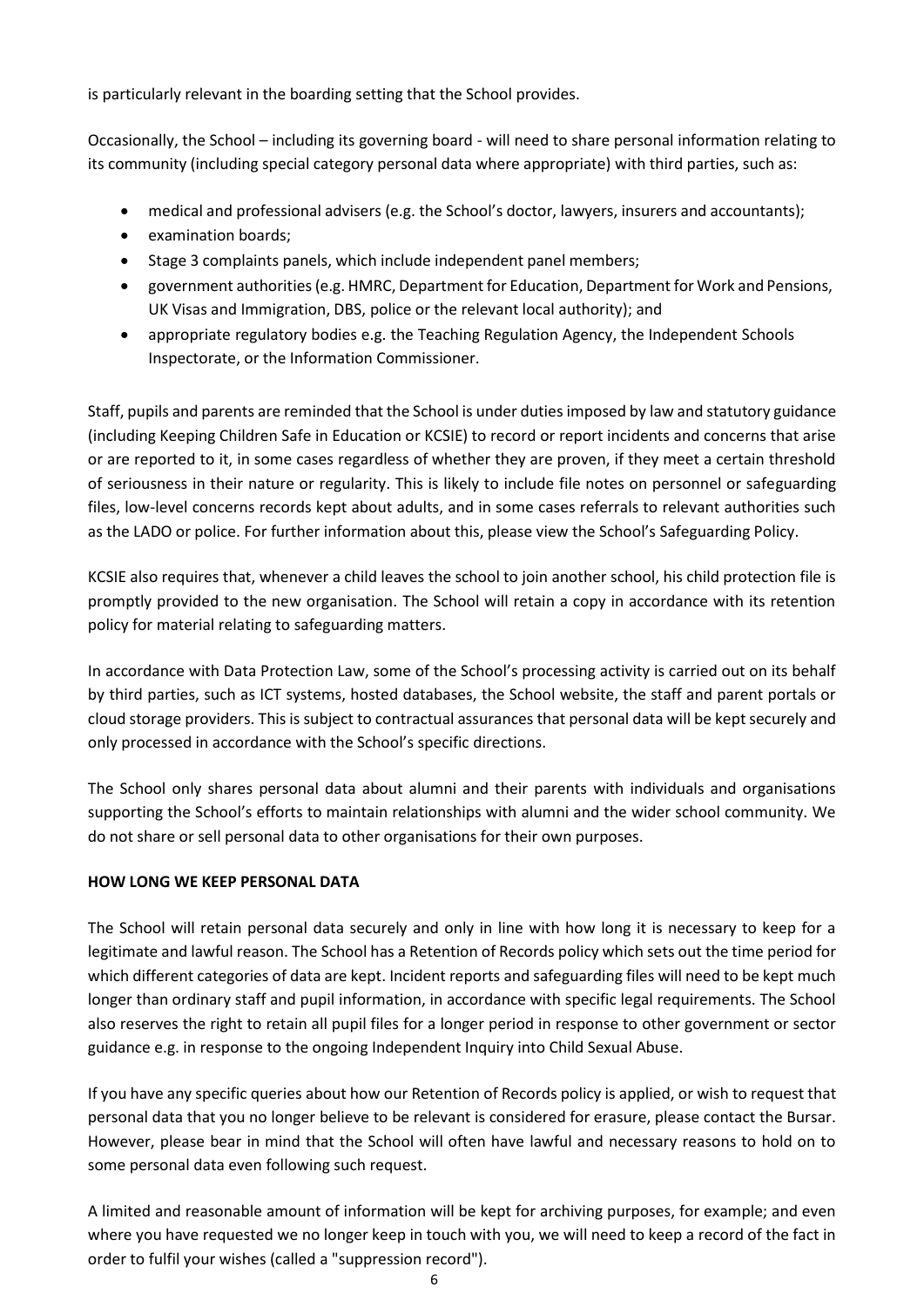is particularly relevant in the boarding setting that the School provides.

Occasionally, the School – including its governing board - will need to share personal information relating to its community (including special category personal data where appropriate) with third parties, such as:

- medical and professional advisers (e.g. the School's doctor, lawyers, insurers and accountants);
- examination boards;
- Stage 3 complaints panels, which include independent panel members;
- government authorities (e.g. HMRC, Department for Education, Department for Work and Pensions, UK Visas and Immigration, DBS, police or the relevant local authority); and
- appropriate regulatory bodies e.g. the Teaching Regulation Agency, the Independent Schools Inspectorate, or the Information Commissioner.

Staff, pupils and parents are reminded that the School is under duties imposed by law and statutory guidance (including Keeping Children Safe in Education or KCSIE) to record or report incidents and concerns that arise or are reported to it, in some cases regardless of whether they are proven, if they meet a certain threshold of seriousness in their nature or regularity. This is likely to include file notes on personnel or safeguarding files, low-level concerns records kept about adults, and in some cases referrals to relevant authorities such as the LADO or police. For further information about this, please view the School's Safeguarding Policy.

KCSIE also requires that, whenever a child leaves the school to join another school, his child protection file is promptly provided to the new organisation. The School will retain a copy in accordance with its retention policy for material relating to safeguarding matters.

In accordance with Data Protection Law, some of the School's processing activity is carried out on its behalf by third parties, such as ICT systems, hosted databases, the School website, the staff and parent portals or cloud storage providers. This is subject to contractual assurances that personal data will be kept securely and only processed in accordance with the School's specific directions.

The School only shares personal data about alumni and their parents with individuals and organisations supporting the School's efforts to maintain relationships with alumni and the wider school community. We do not share or sell personal data to other organisations for their own purposes.

**HOW LONG WE KEEP PERSONAL DATA**

The School will retain personal data securely and only in line with how long it is necessary to keep for a legitimate and lawful reason. The School has a Retention of Records policy which sets out the time period for which different categories of data are kept. Incident reports and safeguarding files will need to be kept much longer than ordinary staff and pupil information, in accordance with specific legal requirements. The School also reserves the right to retain all pupil files for a longer period in response to other government or sector guidance e.g. in response to the ongoing Independent Inquiry into Child Sexual Abuse.

If you have any specific queries about how our Retention of Records policy is applied, or wish to request that personal data that you no longer believe to be relevant is considered for erasure, please contact the Bursar. However, please bear in mind that the School will often have lawful and necessary reasons to hold on to some personal data even following such request.

A limited and reasonable amount of information will be kept for archiving purposes, for example; and even where you have requested we no longer keep in touch with you, we will need to keep a record of the fact in order to fulfil your wishes (called a "suppression record").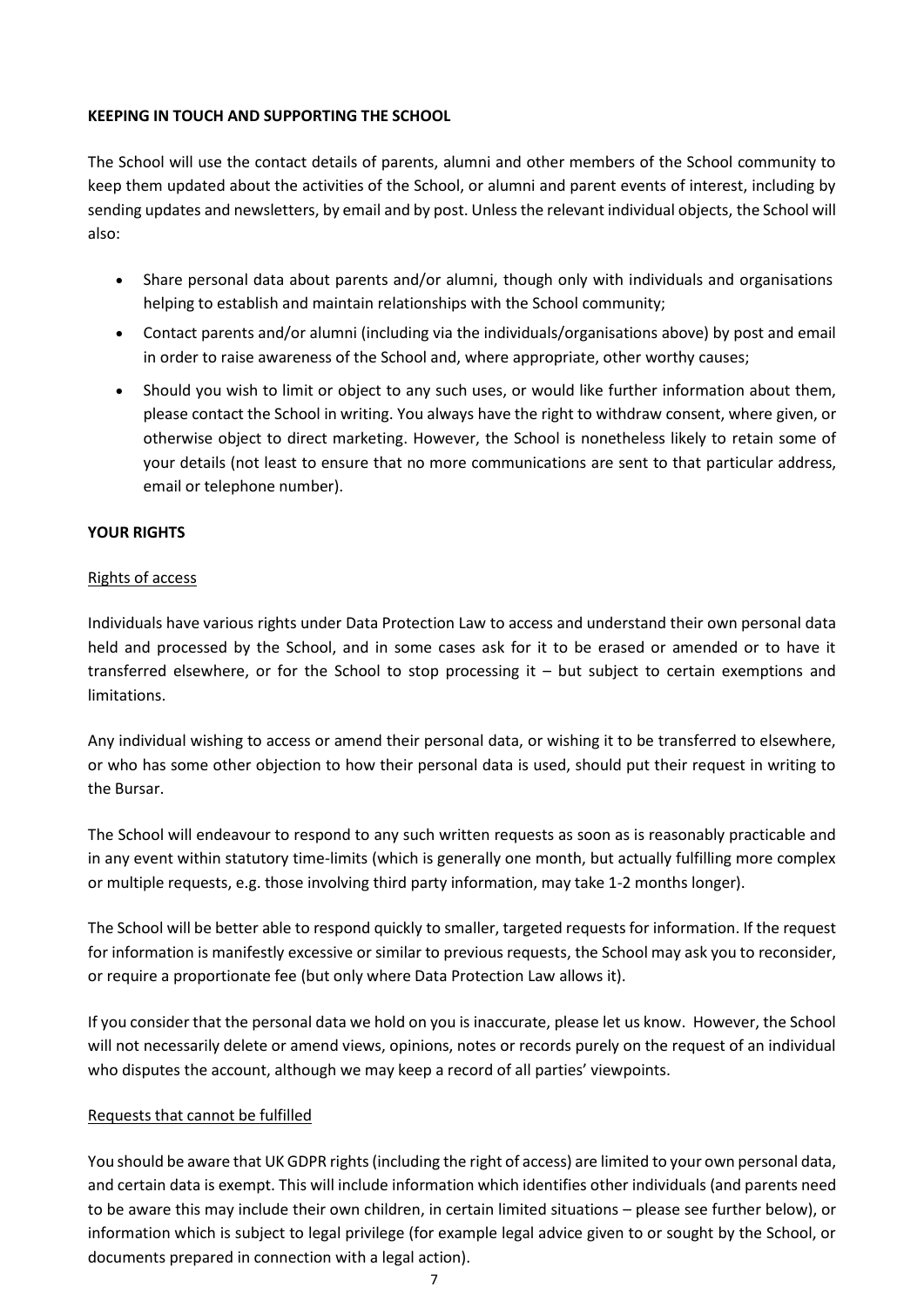**KEEPING IN TOUCH AND SUPPORTING THE SCHOOL**

The School will use the contact details of parents, alumni and other members of the School community to keep them updated about the activities of the School, or alumni and parent events of interest, including by sending updates and newsletters, by email and by post. Unless the relevant individual objects, the School will also:

- Share personal data about parents and/or alumni, though only with individuals and organisations helping to establish and maintain relationships with the School community;
- Contact parents and/or alumni (including via the individuals/organisations above) by post and email in order to raise awareness of the School and, where appropriate, other worthy causes;
- Should you wish to limit or object to any such uses, or would like further information about them, please contact the School in writing. You always have the right to withdraw consent, where given, or otherwise object to direct marketing. However, the School is nonetheless likely to retain some of your details (not least to ensure that no more communications are sent to that particular address, email or telephone number).

**YOUR RIGHTS**

Rights of access

Individuals have various rights under Data Protection Law to access and understand their own personal data held and processed by the School, and in some cases ask for it to be erased or amended or to have it transferred elsewhere, or for the School to stop processing it – but subject to certain exemptions and limitations.

Any individual wishing to access or amend their personal data, or wishing it to be transferred to elsewhere, or who has some other objection to how their personal data is used, should put their request in writing to the Bursar.

The School will endeavour to respond to any such written requests as soon as is reasonably practicable and in any event within statutory time-limits (which is generally one month, but actually fulfilling more complex or multiple requests, e.g. those involving third party information, may take 1-2 months longer).

The School will be better able to respond quickly to smaller, targeted requests for information. If the request for information is manifestly excessive or similar to previous requests, the School may ask you to reconsider, or require a proportionate fee (but only where Data Protection Law allows it).

If you consider that the personal data we hold on you is inaccurate, please let us know. However, the School will not necessarily delete or amend views, opinions, notes or records purely on the request of an individual who disputes the account, although we may keep a record of all parties' viewpoints.

Requests that cannot be fulfilled

You should be aware that UK GDPR rights (including the right of access) are limited to your own personal data, and certain data is exempt. This will include information which identifies other individuals (and parents need to be aware this may include their own children, in certain limited situations – please see further below), or information which is subject to legal privilege (for example legal advice given to or sought by the School, or documents prepared in connection with a legal action).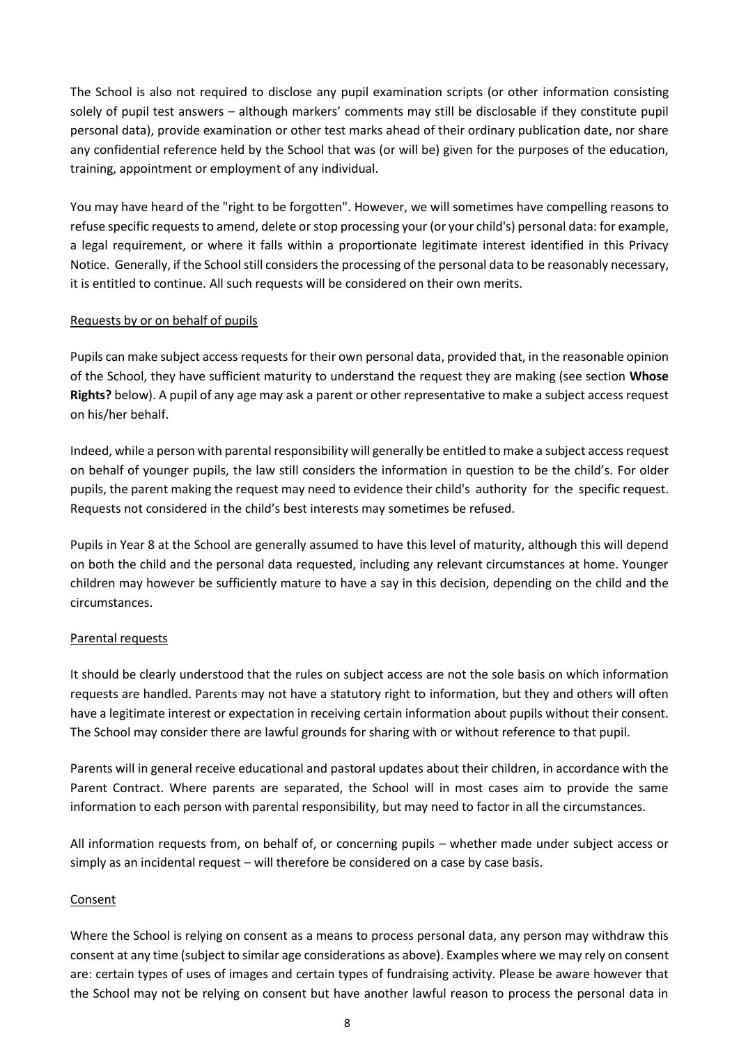The School is also not required to disclose any pupil examination scripts (or other information consisting solely of pupil test answers – although markers' comments may still be disclosable if they constitute pupil personal data), provide examination or other test marks ahead of their ordinary publication date, nor share any confidential reference held by the School that was (or will be) given for the purposes of the education, training, appointment or employment of any individual.

You may have heard of the "right to be forgotten". However, we will sometimes have compelling reasons to refuse specific requests to amend, delete or stop processing your (or your child's) personal data: for example, a legal requirement, or where it falls within a proportionate legitimate interest identified in this Privacy Notice. Generally, if the School still considers the processing of the personal data to be reasonably necessary, it is entitled to continue. All such requests will be considered on their own merits.

Requests by or on behalf of pupils

Pupils can make subject access requests for their own personal data, provided that, in the reasonable opinion of the School, they have sufficient maturity to understand the request they are making (see section **Whose Rights?** below). A pupil of any age may ask a parent or other representative to make a subject access request on his/her behalf.

Indeed, while a person with parental responsibility will generally be entitled to make a subject access request on behalf of younger pupils, the law still considers the information in question to be the child's. For older pupils, the parent making the request may need to evidence their child's authority for the specific request. Requests not considered in the child's best interests may sometimes be refused.

Pupils in Year 8 at the School are generally assumed to have this level of maturity, although this will depend on both the child and the personal data requested, including any relevant circumstances at home. Younger children may however be sufficiently mature to have a say in this decision, depending on the child and the circumstances.

Parental requests

It should be clearly understood that the rules on subject access are not the sole basis on which information requests are handled. Parents may not have a statutory right to information, but they and others will often have a legitimate interest or expectation in receiving certain information about pupils without their consent. The School may consider there are lawful grounds for sharing with or without reference to that pupil.

Parents will in general receive educational and pastoral updates about their children, in accordance with the Parent Contract. Where parents are separated, the School will in most cases aim to provide the same information to each person with parental responsibility, but may need to factor in all the circumstances.

All information requests from, on behalf of, or concerning pupils – whether made under subject access or simply as an incidental request – will therefore be considered on a case by case basis.

Consent

Where the School is relying on consent as a means to process personal data, any person may withdraw this consent at any time (subject to similar age considerations as above). Examples where we may rely on consent are: certain types of uses of images and certain types of fundraising activity. Please be aware however that the School may not be relying on consent but have another lawful reason to process the personal data in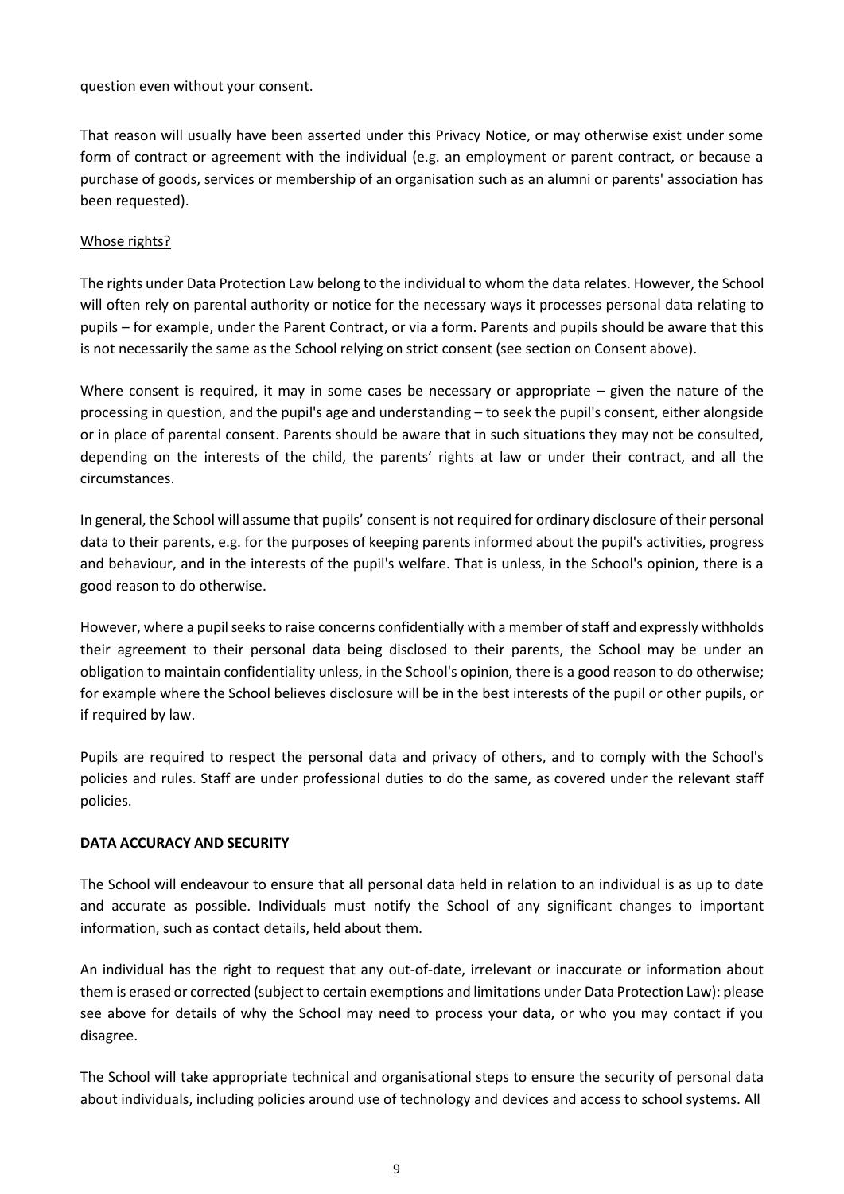question even without your consent.

That reason will usually have been asserted under this Privacy Notice, or may otherwise exist under some form of contract or agreement with the individual (e.g. an employment or parent contract, or because a purchase of goods, services or membership of an organisation such as an alumni or parents' association has been requested).

Whose rights?

The rights under Data Protection Law belong to the individual to whom the data relates. However, the School will often rely on parental authority or notice for the necessary ways it processes personal data relating to pupils – for example, under the Parent Contract, or via a form. Parents and pupils should be aware that this is not necessarily the same as the School relying on strict consent (see section on Consent above).

Where consent is required, it may in some cases be necessary or appropriate – given the nature of the processing in question, and the pupil's age and understanding – to seek the pupil's consent, either alongside or in place of parental consent. Parents should be aware that in such situations they may not be consulted, depending on the interests of the child, the parents' rights at law or under their contract, and all the circumstances.

In general, the School will assume that pupils' consent is not required for ordinary disclosure of their personal data to their parents, e.g. for the purposes of keeping parents informed about the pupil's activities, progress and behaviour, and in the interests of the pupil's welfare. That is unless, in the School's opinion, there is a good reason to do otherwise.

However, where a pupil seeks to raise concerns confidentially with a member of staff and expressly withholds their agreement to their personal data being disclosed to their parents, the School may be under an obligation to maintain confidentiality unless, in the School's opinion, there is a good reason to do otherwise; for example where the School believes disclosure will be in the best interests of the pupil or other pupils, or if required by law.

Pupils are required to respect the personal data and privacy of others, and to comply with the School's policies and rules. Staff are under professional duties to do the same, as covered under the relevant staff policies.

**DATA ACCURACY AND SECURITY**

The School will endeavour to ensure that all personal data held in relation to an individual is as up to date and accurate as possible. Individuals must notify the School of any significant changes to important information, such as contact details, held about them.

An individual has the right to request that any out-of-date, irrelevant or inaccurate or information about them is erased or corrected (subject to certain exemptions and limitations under Data Protection Law): please see above for details of why the School may need to process your data, or who you may contact if you disagree.

The School will take appropriate technical and organisational steps to ensure the security of personal data about individuals, including policies around use of technology and devices and access to school systems. All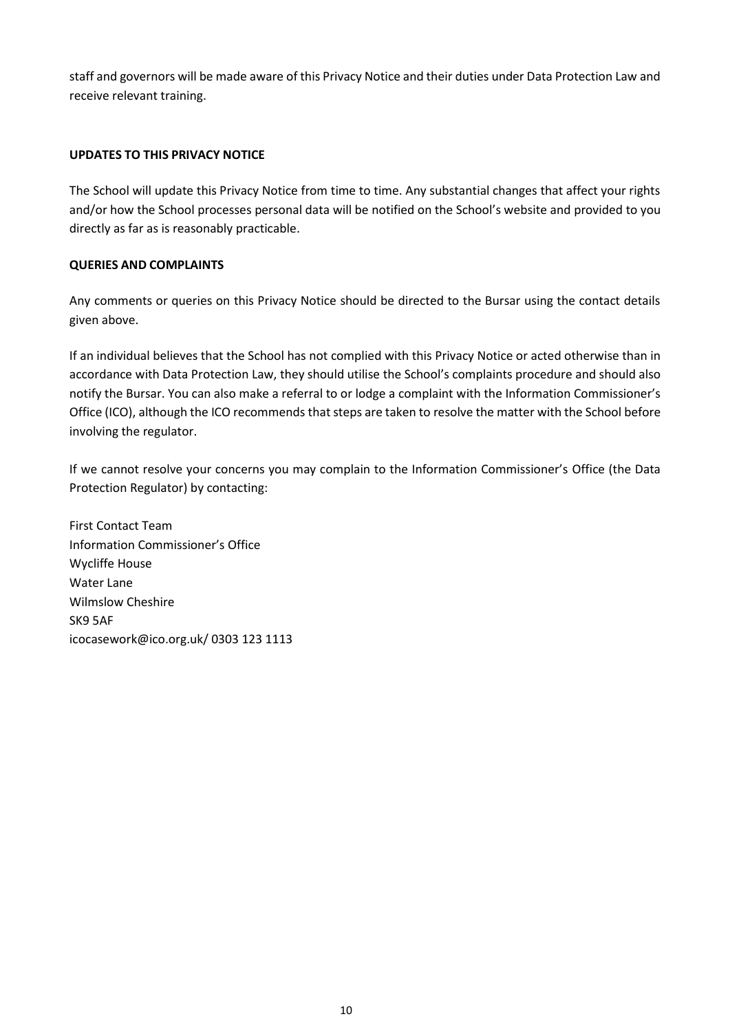staff and governors will be made aware of this Privacy Notice and their duties under Data Protection Law and receive relevant training.

**UPDATES TO THIS PRIVACY NOTICE**

The School will update this Privacy Notice from time to time. Any substantial changes that affect your rights and/or how the School processes personal data will be notified on the School's website and provided to you directly as far as is reasonably practicable.

**QUERIES AND COMPLAINTS**

Any comments or queries on this Privacy Notice should be directed to the Bursar using the contact details given above.

If an individual believes that the School has not complied with this Privacy Notice or acted otherwise than in accordance with Data Protection Law, they should utilise the School's complaints procedure and should also notify the Bursar. You can also make a referral to or lodge a complaint with the Information Commissioner's Office (ICO), although the ICO recommends that steps are taken to resolve the matter with the School before involving the regulator.

If we cannot resolve your concerns you may complain to the Information Commissioner's Office (the Data Protection Regulator) by contacting:

First Contact Team
Information Commissioner's Office
Wycliffe House
Water Lane
Wilmslow Cheshire
SK9 5AF
icocasework@ico.org.uk/ 0303 123 1113